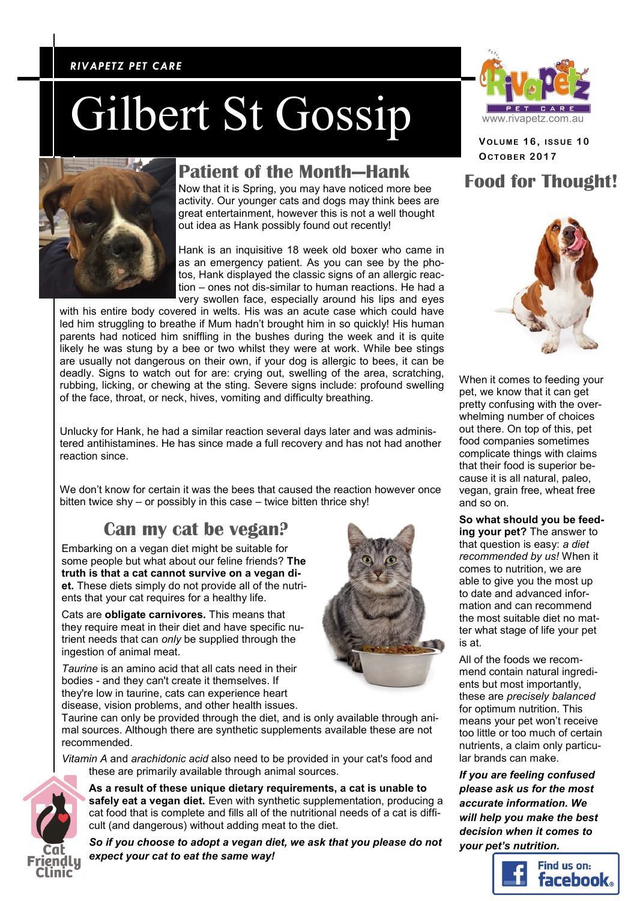RIVAPETZ PET CARE

# Gilbert St Gossip

Volume 16, issue 10
October 2017

## Patient of the Month—Hank

Now that it is Spring, you may have noticed more bee activity. Our younger cats and dogs may think bees are great entertainment, however this is not a well thought out idea as Hank possibly found out recently!

Hank is an inquisitive 18 week old boxer who came in as an emergency patient. As you can see by the photos, Hank displayed the classic signs of an allergic reaction – ones not dis-similar to human reactions. He had a very swollen face, especially around his lips and eyes with his entire body covered in welts. His was an acute case which could have led him struggling to breathe if Mum hadn't brought him in so quickly! His human parents had noticed him sniffling in the bushes during the week and it is quite likely he was stung by a bee or two whilst they were at work. While bee stings are usually not dangerous on their own, if your dog is allergic to bees, it can be deadly. Signs to watch out for are: crying out, swelling of the area, scratching, rubbing, licking, or chewing at the sting. Severe signs include: profound swelling of the face, throat, or neck, hives, vomiting and difficulty breathing.

Unlucky for Hank, he had a similar reaction several days later and was administered antihistamines. He has since made a full recovery and has not had another reaction since.

We don't know for certain it was the bees that caused the reaction however once bitten twice shy – or possibly in this case – twice bitten thrice shy!

## Can my cat be vegan?

Embarking on a vegan diet might be suitable for some people but what about our feline friends? **The truth is that a cat cannot survive on a vegan diet.** These diets simply do not provide all of the nutrients that your cat requires for a healthy life.

Cats are **obligate carnivores.** This means that they require meat in their diet and have specific nutrient needs that can *only* be supplied through the ingestion of animal meat.

*Taurine* is an amino acid that all cats need in their bodies - and they can't create it themselves. If they're low in taurine, cats can experience heart disease, vision problems, and other health issues. Taurine can only be provided through the diet, and is only available through animal sources. Although there are synthetic supplements available these are not recommended.

*Vitamin A* and *arachidonic acid* also need to be provided in your cat's food and these are primarily available through animal sources.

**As a result of these unique dietary requirements, a cat is unable to safely eat a vegan diet.** Even with synthetic supplementation, producing a cat food that is complete and fills all of the nutritional needs of a cat is difficult (and dangerous) without adding meat to the diet.

***So if you choose to adopt a vegan diet, we ask that you please do not expect your cat to eat the same way!***

Cat Friendly Clinic

## Food for Thought!

When it comes to feeding your pet, we know that it can get pretty confusing with the overwhelming number of choices out there. On top of this, pet food companies sometimes complicate things with claims that their food is superior because it is all natural, paleo, vegan, grain free, wheat free and so on.

**So what should you be feeding your pet?** The answer to that question is easy: *a diet recommended by us!* When it comes to nutrition, we are able to give you the most up to date and advanced information and can recommend the most suitable diet no matter what stage of life your pet is at.

All of the foods we recommend contain natural ingredients but most importantly, these are *precisely balanced* for optimum nutrition. This means your pet won't receive too little or too much of certain nutrients, a claim only particular brands can make.

***If you are feeling confused please ask us for the most accurate information. We will help you make the best decision when it comes to your pet's nutrition.***

Find us on: facebook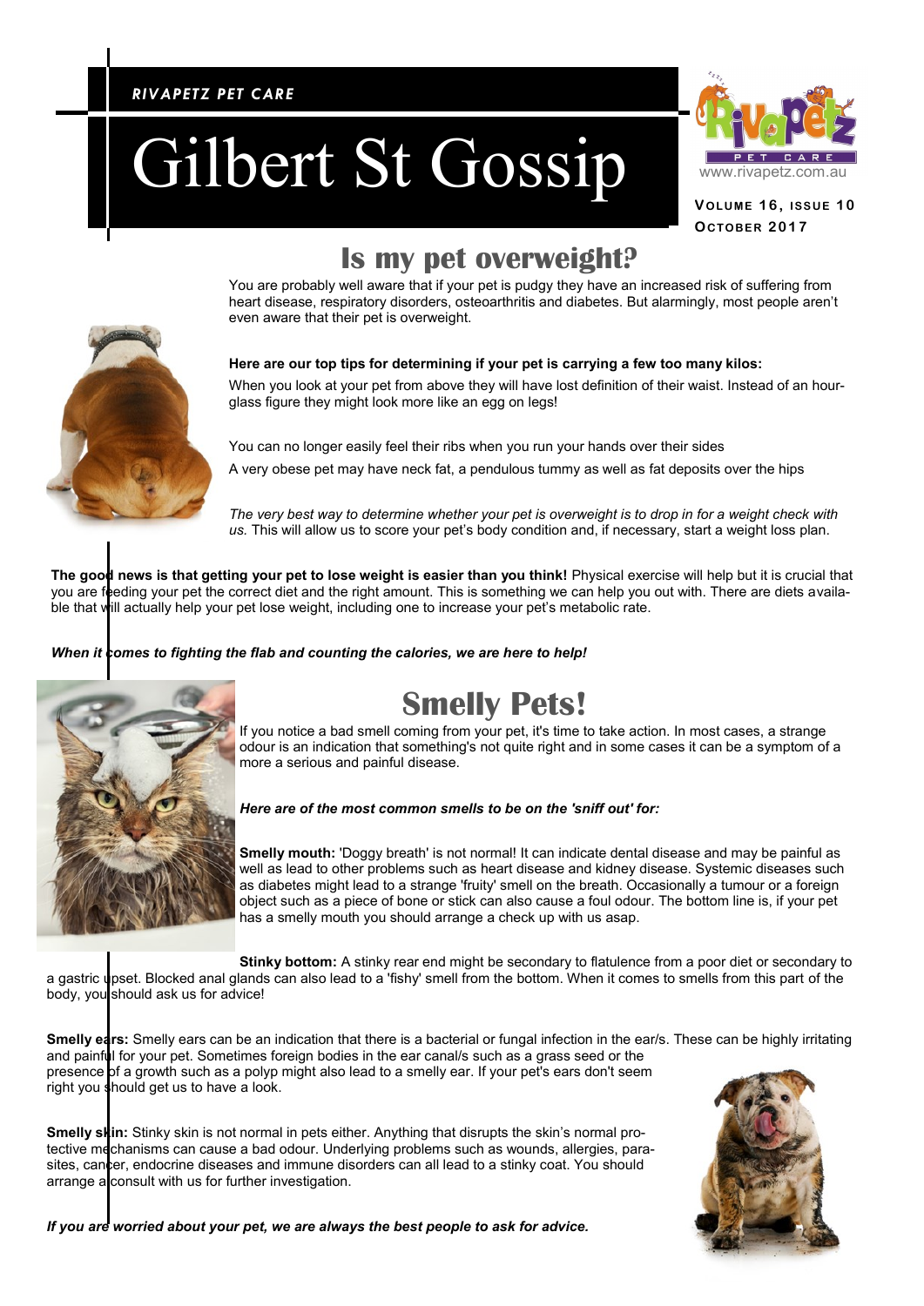*RIVAPETZ PET CARE*

# Gilbert St Gossip

www.rivapetz.com.au

**Volume 16, Issue 10**
**October 2017**

## Is my pet overweight?

You are probably well aware that if your pet is pudgy they have an increased risk of suffering from heart disease, respiratory disorders, osteoarthritis and diabetes. But alarmingly, most people aren't even aware that their pet is overweight.

**Here are our top tips for determining if your pet is carrying a few too many kilos:**

When you look at your pet from above they will have lost definition of their waist. Instead of an hour-glass figure they might look more like an egg on legs!

You can no longer easily feel their ribs when you run your hands over their sides

A very obese pet may have neck fat, a pendulous tummy as well as fat deposits over the hips

*The very best way to determine whether your pet is overweight is to drop in for a weight check with us.* This will allow us to score your pet's body condition and, if necessary, start a weight loss plan.

**The good news is that getting your pet to lose weight is easier than you think!** Physical exercise will help but it is crucial that you are feeding your pet the correct diet and the right amount. This is something we can help you out with. There are diets available that will actually help your pet lose weight, including one to increase your pet's metabolic rate.

***When it comes to fighting the flab and counting the calories, we are here to help!***

## Smelly Pets!

If you notice a bad smell coming from your pet, it's time to take action. In most cases, a strange odour is an indication that something's not quite right and in some cases it can be a symptom of a more a serious and painful disease.

***Here are of the most common smells to be on the 'sniff out' for:***

**Smelly mouth:** 'Doggy breath' is not normal! It can indicate dental disease and may be painful as well as lead to other problems such as heart disease and kidney disease. Systemic diseases such as diabetes might lead to a strange 'fruity' smell on the breath. Occasionally a tumour or a foreign object such as a piece of bone or stick can also cause a foul odour. The bottom line is, if your pet has a smelly mouth you should arrange a check up with us asap.

**Stinky bottom:** A stinky rear end might be secondary to flatulence from a poor diet or secondary to a gastric upset. Blocked anal glands can also lead to a 'fishy' smell from the bottom. When it comes to smells from this part of the body, you should ask us for advice!

**Smelly ears:** Smelly ears can be an indication that there is a bacterial or fungal infection in the ear/s. These can be highly irritating and painful for your pet. Sometimes foreign bodies in the ear canal/s such as a grass seed or the presence of a growth such as a polyp might also lead to a smelly ear. If your pet's ears don't seem right you should get us to have a look.

**Smelly skin:** Stinky skin is not normal in pets either. Anything that disrupts the skin's normal protective mechanisms can cause a bad odour. Underlying problems such as wounds, allergies, parasites, cancer, endocrine diseases and immune disorders can all lead to a stinky coat. You should arrange a consult with us for further investigation.

***If you are worried about your pet, we are always the best people to ask for advice.***